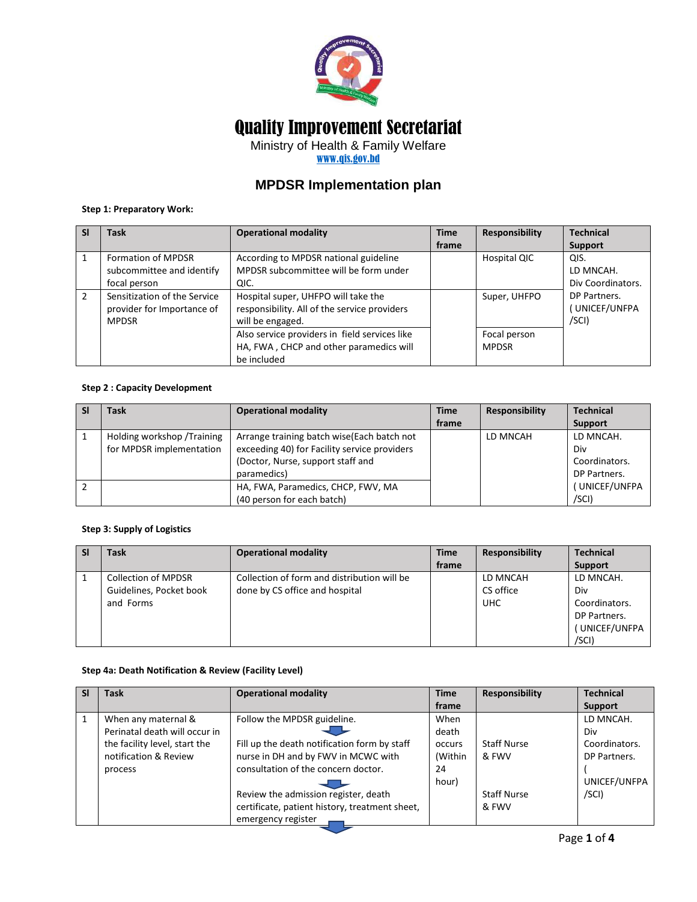# Quality Improvement Secretariat

Ministry of Health & Family Welfare

www.qis.gov.bd

## MPDSR Implementation plan

**Step 1: Preparatory Work:**

| Sl | Task | Operational modality | Time frame | Responsibility | Technical Support |
|---|---|---|---|---|---|
| 1 | Formation of MPDSR subcommittee and identify focal person | According to MPDSR national guideline MPDSR subcommittee will be form under QIC. | | Hospital QIC | QIS. LD MNCAH. Div Coordinators. DP Partners. ( UNICEF/UNFPA /SCI) |
| 2 | Sensitization of the Service provider for Importance of MPDSR | Hospital super, UHFPO will take the responsibility. All of the service providers will be engaged. | | Super, UHFPO | |
| | | Also service providers in field services like HA, FWA , CHCP and other paramedics will be included | | Focal person MPDSR | |

**Step 2 : Capacity Development**

| Sl | Task | Operational modality | Time frame | Responsibility | Technical Support |
|---|---|---|---|---|---|
| 1 | Holding workshop /Training for MPDSR implementation | Arrange training batch wise(Each batch not exceeding 40) for Facility service providers (Doctor, Nurse, support staff and paramedics) | | LD MNCAH | LD MNCAH. Div Coordinators. DP Partners. ( UNICEF/UNFPA /SCI) |
| 2 | | HA, FWA, Paramedics, CHCP, FWV, MA (40 person for each batch) | | | |

**Step 3: Supply of Logistics**

| Sl | Task | Operational modality | Time frame | Responsibility | Technical Support |
|---|---|---|---|---|---|
| 1 | Collection of MPDSR Guidelines, Pocket book and Forms | Collection of form and distribution will be done by CS office and hospital | | LD MNCAH CS office UHC | LD MNCAH. Div Coordinators. DP Partners. ( UNICEF/UNFPA /SCI) |

**Step 4a: Death Notification & Review (Facility Level)**

| Sl | Task | Operational modality | Time frame | Responsibility | Technical Support |
|---|---|---|---|---|---|
| 1 | When any maternal & Perinatal death will occur in the facility level, start the notification & Review process | Follow the MPDSR guideline. ↓ Fill up the death notification form by staff nurse in DH and by FWV in MCWC with consultation of the concern doctor. ↓ Review the admission register, death certificate, patient history, treatment sheet, emergency register ↓ | When death occurs (Within 24 hour) | Staff Nurse & FWV<br><br>Staff Nurse & FWV | LD MNCAH. Div Coordinators. DP Partners. ( UNICEF/UNFPA /SCI) |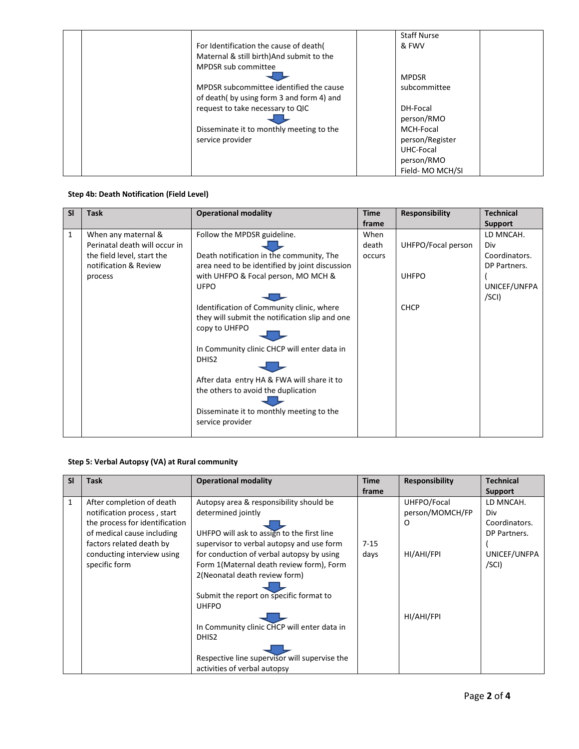| | | | | | |
|---|---|---|---|---|---|
| | | For Identification the cause of death( Maternal & still birth)And submit to the MPDSR sub committee<br>↓<br>MPDSR subcommittee identified the cause of death( by using form 3 and form 4) and request to take necessary to QIC<br>↓<br>Disseminate it to monthly meeting to the service provider | | Staff Nurse & FWV<br><br>MPDSR subcommittee<br><br>DH-Focal person/RMO<br>MCH-Focal person/Register<br>UHC-Focal person/RMO<br>Field- MO MCH/SI | |

**Step 4b: Death Notification (Field Level)**

| Sl | Task | Operational modality | Time frame | Responsibility | Technical Support |
|---|---|---|---|---|---|
| 1 | When any maternal & Perinatal death will occur in the field level, start the notification & Review process | Follow the MPDSR guideline.<br>↓<br>Death notification in the community, The area need to be identified by joint discussion with UHFPO & Focal person, MO MCH & UFPO<br>↓<br>Identification of Community clinic, where they will submit the notification slip and one copy to UHFPO<br>↓<br>In Community clinic CHCP will enter data in DHIS2<br>↓<br>After data entry HA & FWA will share it to the others to avoid the duplication<br>↓<br>Disseminate it to monthly meeting to the service provider | When death occurs | UHFPO/Focal person<br><br>UHFPO<br><br>CHCP | LD MNCAH. Div Coordinators. DP Partners. ( UNICEF/UNFPA /SCI) |

**Step 5: Verbal Autopsy (VA) at Rural community**

| Sl | Task | Operational modality | Time frame | Responsibility | Technical Support |
|---|---|---|---|---|---|
| 1 | After completion of death notification process , start the process for identification of medical cause including factors related death by conducting interview using specific form | Autopsy area & responsibility should be determined jointly<br>↓<br>UHFPO will ask to assign to the first line supervisor to verbal autopsy and use form for conduction of verbal autopsy by using Form 1(Maternal death review form), Form 2(Neonatal death review form)<br>↓<br>Submit the report on specific format to UHFPO<br>↓<br>In Community clinic CHCP will enter data in DHIS2<br>↓<br>Respective line supervisor will supervise the activities of verbal autopsy | 7-15 days | UHFPO/Focal person/MOMCH/FPO<br><br>HI/AHI/FPI<br><br>HI/AHI/FPI | LD MNCAH. Div Coordinators. DP Partners. ( UNICEF/UNFPA /SCI) |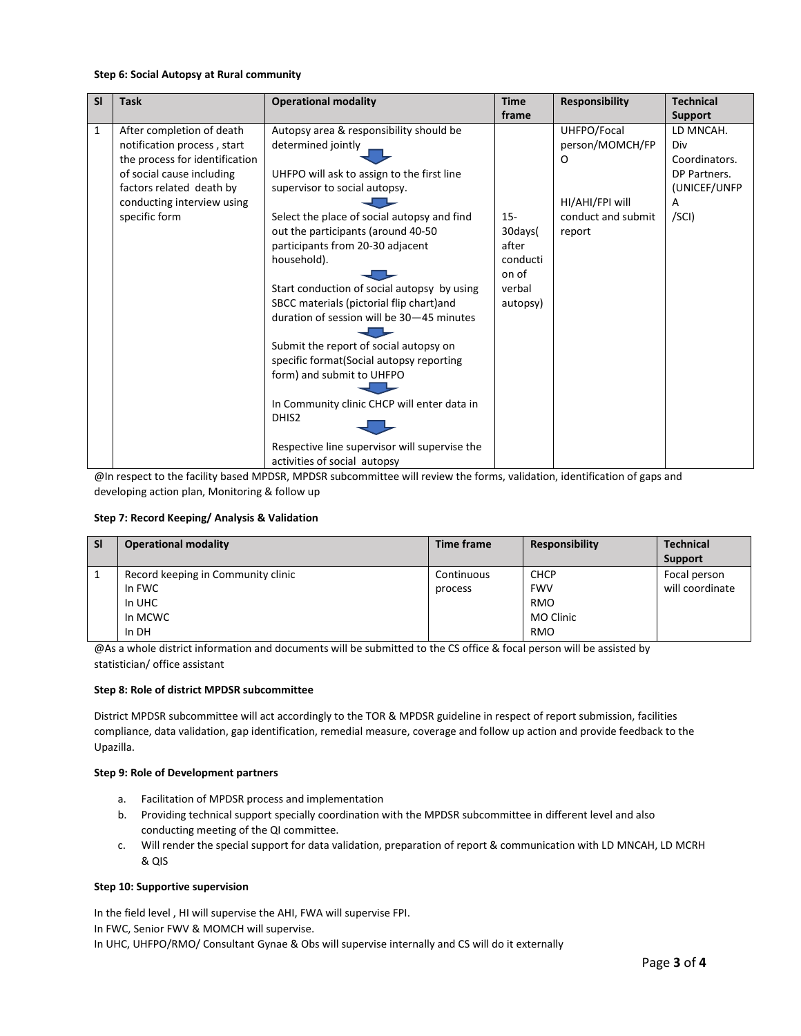**Step 6: Social Autopsy at Rural community**

| Sl | Task | Operational modality | Time frame | Responsibility | Technical Support |
|---|---|---|---|---|---|
| 1 | After completion of death notification process , start the process for identification of social cause including factors related death by conducting interview using specific form | Autopsy area & responsibility should be determined jointly<br>⬇<br>UHFPO will ask to assign to the first line supervisor to social autopsy.<br>⬇<br>Select the place of social autopsy and find out the participants (around 40-50 participants from 20-30 adjacent household).<br>⬇<br>Start conduction of social autopsy by using SBCC materials (pictorial flip chart)and duration of session will be 30—45 minutes<br>⬇<br>Submit the report of social autopsy on specific format(Social autopsy reporting form) and submit to UHFPO<br>⬇<br>In Community clinic CHCP will enter data in DHIS2<br>⬇<br>Respective line supervisor will supervise the activities of social autopsy | 15-30days( after conduction of verbal autopsy) | UHFPO/Focal person/MOMCH/FPO<br><br>HI/AHI/FPI will conduct and submit report | LD MNCAH. Div Coordinators. DP Partners. (UNICEF/UNFPA /SCI) |

@In respect to the facility based MPDSR, MPDSR subcommittee will review the forms, validation, identification of gaps and developing action plan, Monitoring & follow up

**Step 7: Record Keeping/ Analysis & Validation**

| Sl | Operational modality | Time frame | Responsibility | Technical Support |
|---|---|---|---|---|
| 1 | Record keeping in Community clinic<br>In FWC<br>In UHC<br>In MCWC<br>In DH | Continuous process | CHCP<br>FWV<br>RMO<br>MO Clinic<br>RMO | Focal person will coordinate |

@As a whole district information and documents will be submitted to the CS office & focal person will be assisted by statistician/ office assistant

**Step 8: Role of district MPDSR subcommittee**

District MPDSR subcommittee will act accordingly to the TOR & MPDSR guideline in respect of report submission, facilities compliance, data validation, gap identification, remedial measure, coverage and follow up action and provide feedback to the Upazilla.

**Step 9: Role of Development partners**

a. Facilitation of MPDSR process and implementation
b. Providing technical support specially coordination with the MPDSR subcommittee in different level and also conducting meeting of the QI committee.
c. Will render the special support for data validation, preparation of report & communication with LD MNCAH, LD MCRH & QIS

**Step 10: Supportive supervision**

In the field level , HI will supervise the AHI, FWA will supervise FPI.
In FWC, Senior FWV & MOMCH will supervise.
In UHC, UHFPO/RMO/ Consultant Gynae & Obs will supervise internally and CS will do it externally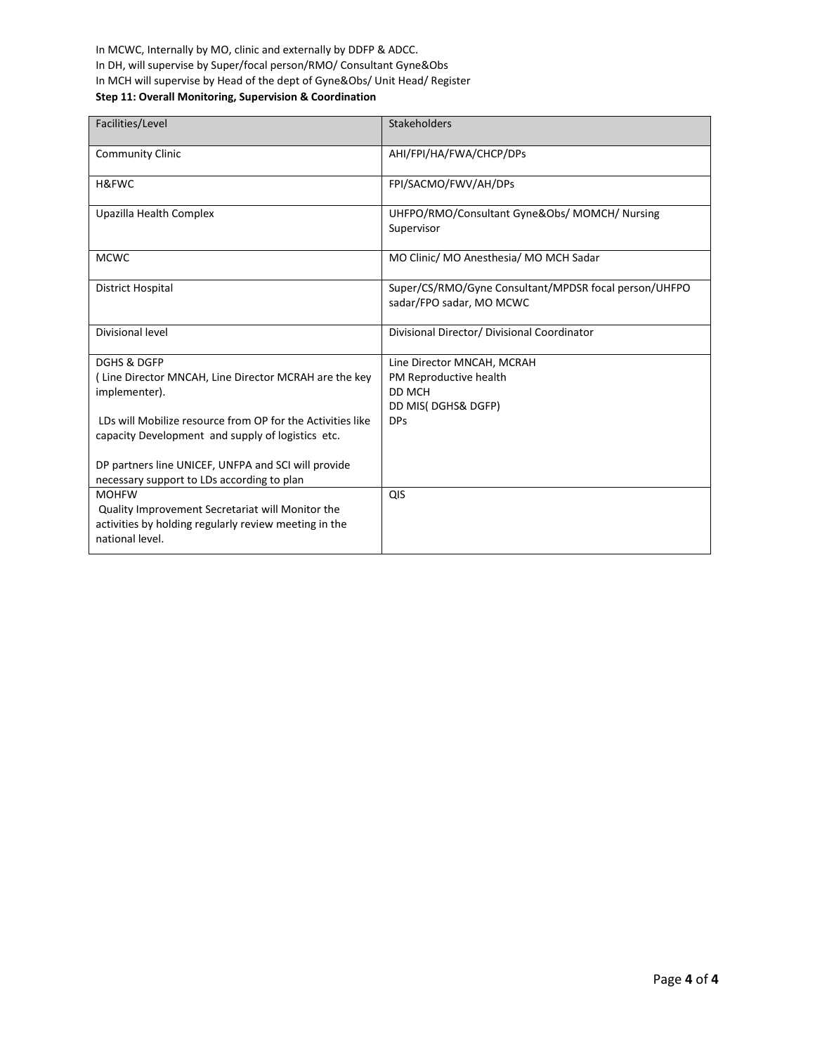In MCWC, Internally by MO, clinic and externally by DDFP & ADCC.
In DH, will supervise by Super/focal person/RMO/ Consultant Gyne&Obs
In MCH will supervise by Head of the dept of Gyne&Obs/ Unit Head/ Register

**Step 11: Overall Monitoring, Supervision & Coordination**

| Facilities/Level | Stakeholders |
|---|---|
| Community Clinic | AHI/FPI/HA/FWA/CHCP/DPs |
| H&FWC | FPI/SACMO/FWV/AH/DPs |
| Upazilla Health Complex | UHFPO/RMO/Consultant Gyne&Obs/ MOMCH/ Nursing Supervisor |
| MCWC | MO Clinic/ MO Anesthesia/ MO MCH Sadar |
| District Hospital | Super/CS/RMO/Gyne Consultant/MPDSR focal person/UHFPO sadar/FPO sadar, MO MCWC |
| Divisional level | Divisional Director/ Divisional Coordinator |
| DGHS & DGFP<br>( Line Director MNCAH, Line Director MCRAH are the key implementer).<br><br>LDs will Mobilize resource from OP for the Activities like capacity Development and supply of logistics etc.<br><br>DP partners line UNICEF, UNFPA and SCI will provide necessary support to LDs according to plan | Line Director MNCAH, MCRAH<br>PM Reproductive health<br>DD MCH<br>DD MIS( DGHS& DGFP)<br>DPs |
| MOHFW<br>Quality Improvement Secretariat will Monitor the activities by holding regularly review meeting in the national level. | QIS |